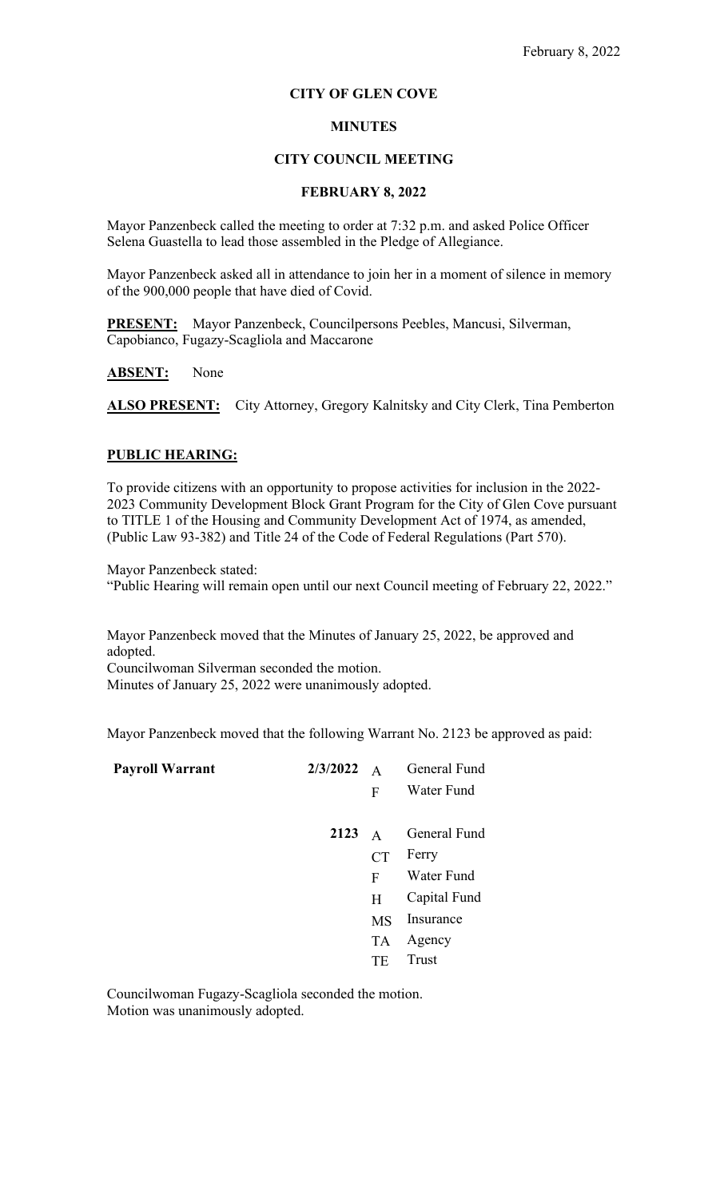# CITY OF GLEN COVE

## MINUTES

## CITY COUNCIL MEETING

## FEBRUARY 8, 2022

Mayor Panzenbeck called the meeting to order at 7:32 p.m. and asked Police Officer Selena Guastella to lead those assembled in the Pledge of Allegiance.

Mayor Panzenbeck asked all in attendance to join her in a moment of silence in memory of the 900,000 people that have died of Covid.

**PRESENT:** Mayor Panzenbeck, Councilpersons Peebles, Mancusi, Silverman, Capobianco, Fugazy-Scagliola and Maccarone

**ABSENT:** None

**ALSO PRESENT:** City Attorney, Gregory Kalnitsky and City Clerk, Tina Pemberton

**PUBLIC HEARING:**

To provide citizens with an opportunity to propose activities for inclusion in the 2022-2023 Community Development Block Grant Program for the City of Glen Cove pursuant to TITLE 1 of the Housing and Community Development Act of 1974, as amended, (Public Law 93-382) and Title 24 of the Code of Federal Regulations (Part 570).

Mayor Panzenbeck stated:
"Public Hearing will remain open until our next Council meeting of February 22, 2022."

Mayor Panzenbeck moved that the Minutes of January 25, 2022, be approved and adopted.
Councilwoman Silverman seconded the motion.
Minutes of January 25, 2022 were unanimously adopted.

Mayor Panzenbeck moved that the following Warrant No. 2123 be approved as paid:

| | | | |
|---|---|---|---|
| **Payroll Warrant** | **2/3/2022** | A | General Fund |
| | | F | Water Fund |
| | **2123** | A | General Fund |
| | | CT | Ferry |
| | | F | Water Fund |
| | | H | Capital Fund |
| | | MS | Insurance |
| | | TA | Agency |
| | | TE | Trust |

Councilwoman Fugazy-Scagliola seconded the motion.
Motion was unanimously adopted.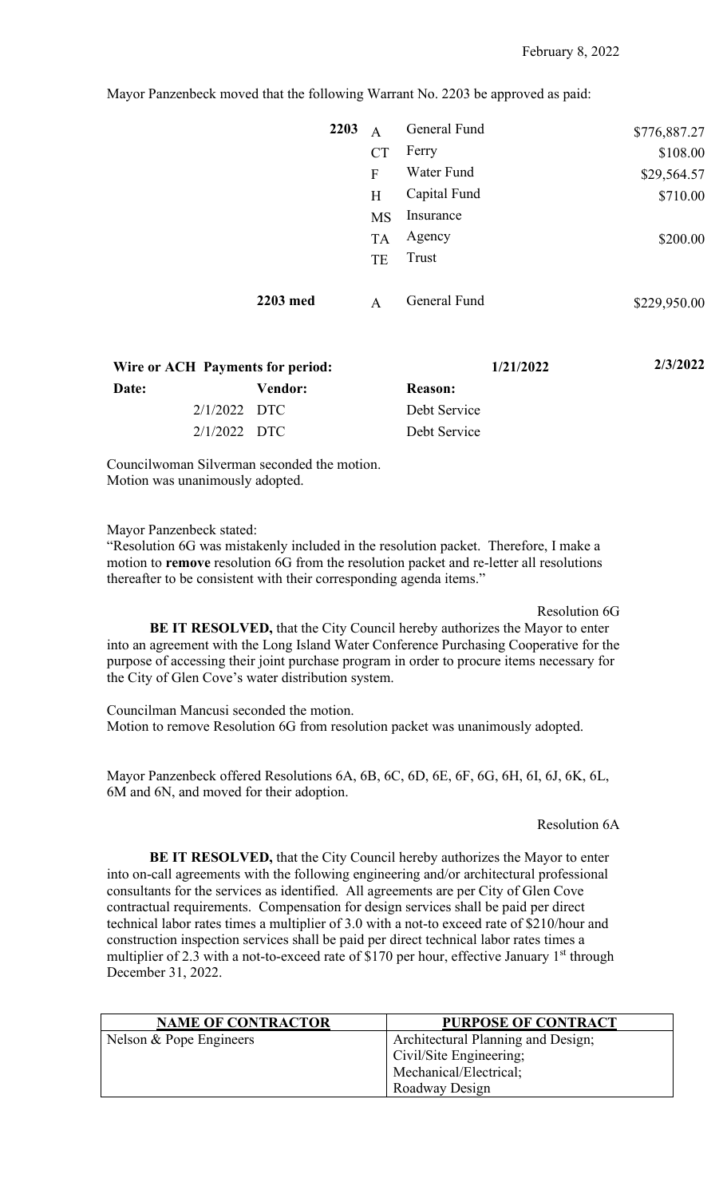February 8, 2022

Mayor Panzenbeck moved that the following Warrant No. 2203 be approved as paid:

| | | | |
|---|---|---|---|
| 2203 | A | General Fund | $776,887.27 |
| | CT | Ferry | $108.00 |
| | F | Water Fund | $29,564.57 |
| | H | Capital Fund | $710.00 |
| | MS | Insurance | |
| | TA | Agency | $200.00 |
| | TE | Trust | |
| 2203 med | A | General Fund | $229,950.00 |

**Wire or ACH Payments for period:** **1/21/2022** **2/3/2022**

| Date: | Vendor: | Reason: |
|---|---|---|
| 2/1/2022 | DTC | Debt Service |
| 2/1/2022 | DTC | Debt Service |

Councilwoman Silverman seconded the motion.
Motion was unanimously adopted.

Mayor Panzenbeck stated:
"Resolution 6G was mistakenly included in the resolution packet. Therefore, I make a motion to **remove** resolution 6G from the resolution packet and re-letter all resolutions thereafter to be consistent with their corresponding agenda items."

Resolution 6G

**BE IT RESOLVED,** that the City Council hereby authorizes the Mayor to enter into an agreement with the Long Island Water Conference Purchasing Cooperative for the purpose of accessing their joint purchase program in order to procure items necessary for the City of Glen Cove's water distribution system.

Councilman Mancusi seconded the motion.
Motion to remove Resolution 6G from resolution packet was unanimously adopted.

Mayor Panzenbeck offered Resolutions 6A, 6B, 6C, 6D, 6E, 6F, 6G, 6H, 6I, 6J, 6K, 6L, 6M and 6N, and moved for their adoption.

Resolution 6A

**BE IT RESOLVED,** that the City Council hereby authorizes the Mayor to enter into on-call agreements with the following engineering and/or architectural professional consultants for the services as identified. All agreements are per City of Glen Cove contractual requirements. Compensation for design services shall be paid per direct technical labor rates times a multiplier of 3.0 with a not-to-exceed rate of $210/hour and construction inspection services shall be paid per direct technical labor rates times a multiplier of 2.3 with a not-to-exceed rate of $170 per hour, effective January 1st through December 31, 2022.

| NAME OF CONTRACTOR | PURPOSE OF CONTRACT |
|---|---|
| Nelson & Pope Engineers | Architectural Planning and Design;<br>Civil/Site Engineering;<br>Mechanical/Electrical;<br>Roadway Design |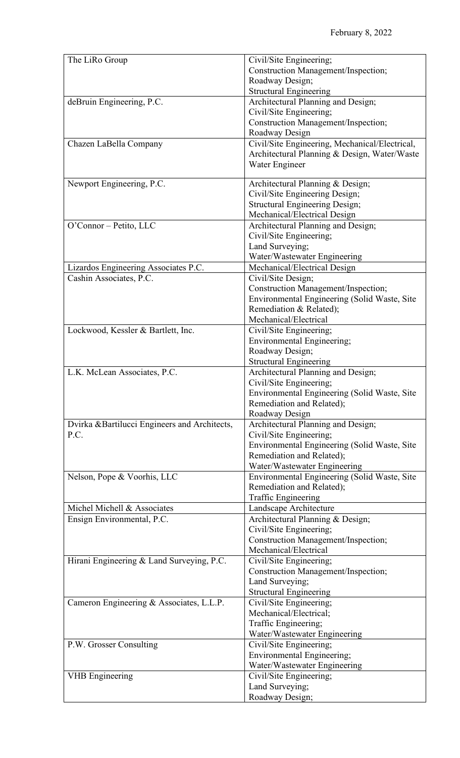February 8, 2022

| | |
|---|---|
| The LiRo Group | Civil/Site Engineering; Construction Management/Inspection; Roadway Design; Structural Engineering |
| deBruin Engineering, P.C. | Architectural Planning and Design; Civil/Site Engineering; Construction Management/Inspection; Roadway Design |
| Chazen LaBella Company | Civil/Site Engineering, Mechanical/Electrical, Architectural Planning & Design, Water/Waste Water Engineer |
| Newport Engineering, P.C. | Architectural Planning & Design; Civil/Site Engineering Design; Structural Engineering Design; Mechanical/Electrical Design |
| O'Connor – Petito, LLC | Architectural Planning and Design; Civil/Site Engineering; Land Surveying; Water/Wastewater Engineering |
| Lizardos Engineering Associates P.C. | Mechanical/Electrical Design |
| Cashin Associates, P.C. | Civil/Site Design; Construction Management/Inspection; Environmental Engineering (Solid Waste, Site Remediation & Related); Mechanical/Electrical |
| Lockwood, Kessler & Bartlett, Inc. | Civil/Site Engineering; Environmental Engineering; Roadway Design; Structural Engineering |
| L.K. McLean Associates, P.C. | Architectural Planning and Design; Civil/Site Engineering; Environmental Engineering (Solid Waste, Site Remediation and Related); Roadway Design |
| Dvirka &Bartilucci Engineers and Architects, P.C. | Architectural Planning and Design; Civil/Site Engineering; Environmental Engineering (Solid Waste, Site Remediation and Related); Water/Wastewater Engineering |
| Nelson, Pope & Voorhis, LLC | Environmental Engineering (Solid Waste, Site Remediation and Related); Traffic Engineering |
| Michel Michell & Associates | Landscape Architecture |
| Ensign Environmental, P.C. | Architectural Planning & Design; Civil/Site Engineering; Construction Management/Inspection; Mechanical/Electrical |
| Hirani Engineering & Land Surveying, P.C. | Civil/Site Engineering; Construction Management/Inspection; Land Surveying; Structural Engineering |
| Cameron Engineering & Associates, L.L.P. | Civil/Site Engineering; Mechanical/Electrical; Traffic Engineering; Water/Wastewater Engineering |
| P.W. Grosser Consulting | Civil/Site Engineering; Environmental Engineering; Water/Wastewater Engineering |
| VHB Engineering | Civil/Site Engineering; Land Surveying; Roadway Design; |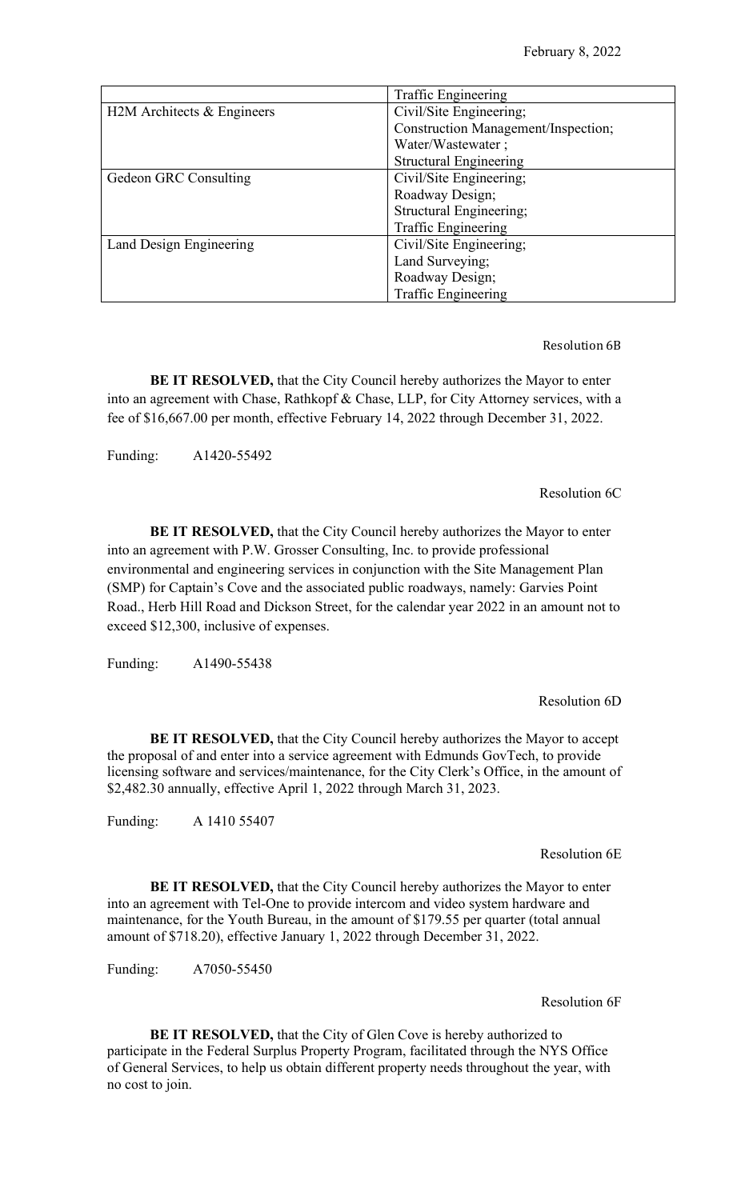| | |
|---|---|
| | Traffic Engineering |
| H2M Architects & Engineers | Civil/Site Engineering; Construction Management/Inspection; Water/Wastewater ; Structural Engineering |
| Gedeon GRC Consulting | Civil/Site Engineering; Roadway Design; Structural Engineering; Traffic Engineering |
| Land Design Engineering | Civil/Site Engineering; Land Surveying; Roadway Design; Traffic Engineering |

Resolution 6B

**BE IT RESOLVED,** that the City Council hereby authorizes the Mayor to enter into an agreement with Chase, Rathkopf & Chase, LLP, for City Attorney services, with a fee of $16,667.00 per month, effective February 14, 2022 through December 31, 2022.

Funding: A1420-55492

Resolution 6C

**BE IT RESOLVED,** that the City Council hereby authorizes the Mayor to enter into an agreement with P.W. Grosser Consulting, Inc. to provide professional environmental and engineering services in conjunction with the Site Management Plan (SMP) for Captain's Cove and the associated public roadways, namely: Garvies Point Road., Herb Hill Road and Dickson Street, for the calendar year 2022 in an amount not to exceed $12,300, inclusive of expenses.

Funding: A1490-55438

Resolution 6D

**BE IT RESOLVED,** that the City Council hereby authorizes the Mayor to accept the proposal of and enter into a service agreement with Edmunds GovTech, to provide licensing software and services/maintenance, for the City Clerk's Office, in the amount of $2,482.30 annually, effective April 1, 2022 through March 31, 2023.

Funding: A 1410 55407

Resolution 6E

**BE IT RESOLVED,** that the City Council hereby authorizes the Mayor to enter into an agreement with Tel-One to provide intercom and video system hardware and maintenance, for the Youth Bureau, in the amount of $179.55 per quarter (total annual amount of $718.20), effective January 1, 2022 through December 31, 2022.

Funding: A7050-55450

Resolution 6F

**BE IT RESOLVED,** that the City of Glen Cove is hereby authorized to participate in the Federal Surplus Property Program, facilitated through the NYS Office of General Services, to help us obtain different property needs throughout the year, with no cost to join.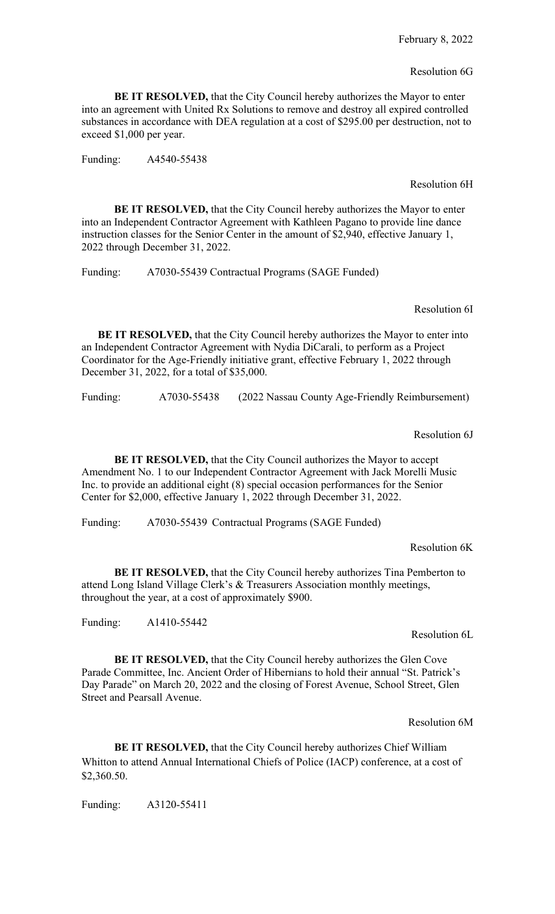February 8, 2022

Resolution 6G

**BE IT RESOLVED,** that the City Council hereby authorizes the Mayor to enter into an agreement with United Rx Solutions to remove and destroy all expired controlled substances in accordance with DEA regulation at a cost of $295.00 per destruction, not to exceed $1,000 per year.

Funding: A4540-55438

Resolution 6H

**BE IT RESOLVED,** that the City Council hereby authorizes the Mayor to enter into an Independent Contractor Agreement with Kathleen Pagano to provide line dance instruction classes for the Senior Center in the amount of $2,940, effective January 1, 2022 through December 31, 2022.

Funding: A7030-55439 Contractual Programs (SAGE Funded)

Resolution 6I

**BE IT RESOLVED,** that the City Council hereby authorizes the Mayor to enter into an Independent Contractor Agreement with Nydia DiCarali, to perform as a Project Coordinator for the Age-Friendly initiative grant, effective February 1, 2022 through December 31, 2022, for a total of $35,000.

Funding: A7030-55438 (2022 Nassau County Age-Friendly Reimbursement)

Resolution 6J

**BE IT RESOLVED,** that the City Council authorizes the Mayor to accept Amendment No. 1 to our Independent Contractor Agreement with Jack Morelli Music Inc. to provide an additional eight (8) special occasion performances for the Senior Center for $2,000, effective January 1, 2022 through December 31, 2022.

Funding: A7030-55439 Contractual Programs (SAGE Funded)

Resolution 6K

**BE IT RESOLVED,** that the City Council hereby authorizes Tina Pemberton to attend Long Island Village Clerk's & Treasurers Association monthly meetings, throughout the year, at a cost of approximately $900.

Funding: A1410-55442

Resolution 6L

**BE IT RESOLVED,** that the City Council hereby authorizes the Glen Cove Parade Committee, Inc. Ancient Order of Hibernians to hold their annual "St. Patrick's Day Parade" on March 20, 2022 and the closing of Forest Avenue, School Street, Glen Street and Pearsall Avenue.

Resolution 6M

**BE IT RESOLVED,** that the City Council hereby authorizes Chief William Whitton to attend Annual International Chiefs of Police (IACP) conference, at a cost of $2,360.50.

Funding: A3120-55411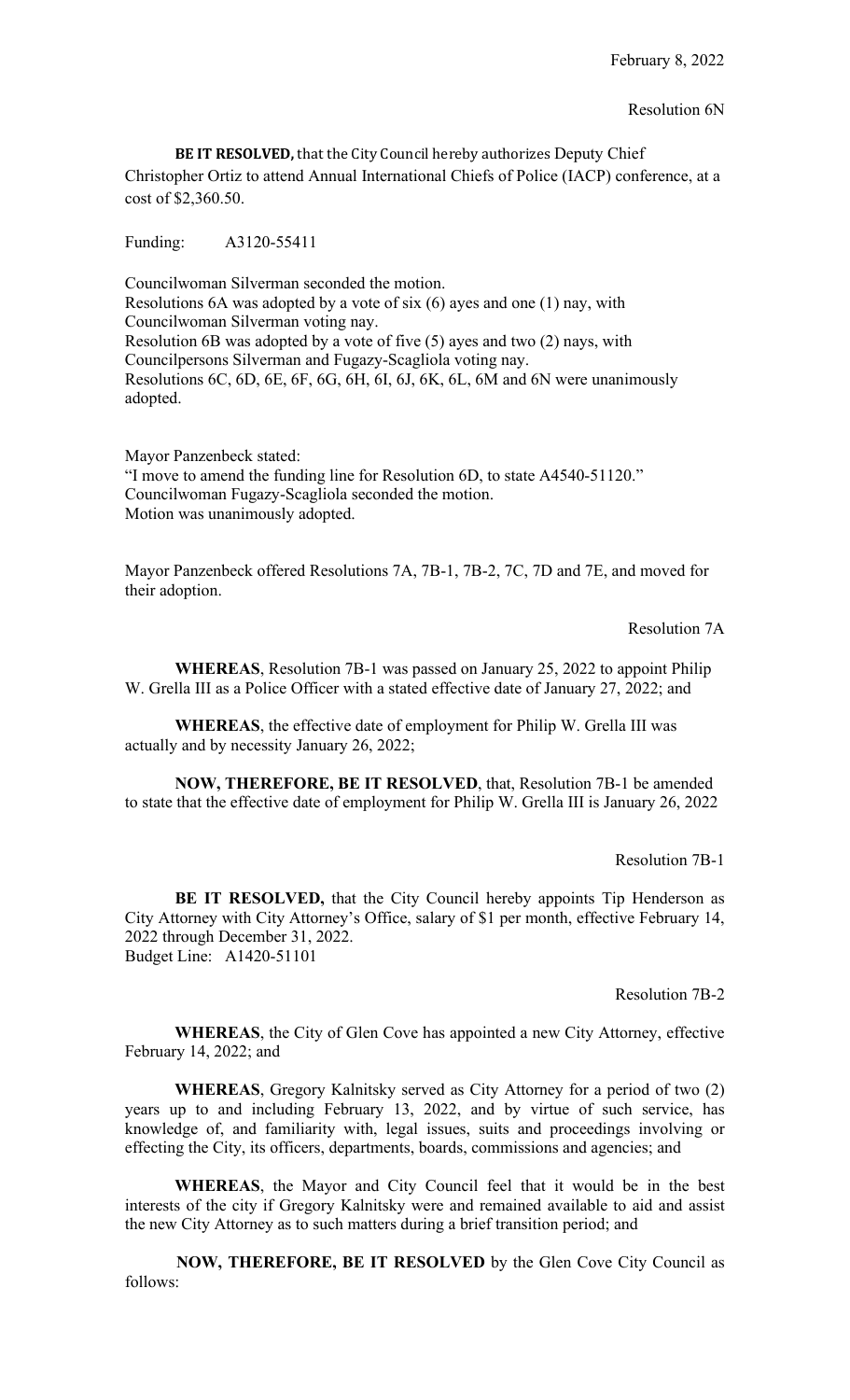February 8, 2022

Resolution 6N

**BE IT RESOLVED,** that the City Council hereby authorizes Deputy Chief Christopher Ortiz to attend Annual International Chiefs of Police (IACP) conference, at a cost of $2,360.50.

Funding: A3120-55411

Councilwoman Silverman seconded the motion.
Resolutions 6A was adopted by a vote of six (6) ayes and one (1) nay, with Councilwoman Silverman voting nay.
Resolution 6B was adopted by a vote of five (5) ayes and two (2) nays, with Councilpersons Silverman and Fugazy-Scagliola voting nay.
Resolutions 6C, 6D, 6E, 6F, 6G, 6H, 6I, 6J, 6K, 6L, 6M and 6N were unanimously adopted.

Mayor Panzenbeck stated:
"I move to amend the funding line for Resolution 6D, to state A4540-51120."
Councilwoman Fugazy-Scagliola seconded the motion.
Motion was unanimously adopted.

Mayor Panzenbeck offered Resolutions 7A, 7B-1, 7B-2, 7C, 7D and 7E, and moved for their adoption.

Resolution 7A

**WHEREAS**, Resolution 7B-1 was passed on January 25, 2022 to appoint Philip W. Grella III as a Police Officer with a stated effective date of January 27, 2022; and

**WHEREAS**, the effective date of employment for Philip W. Grella III was actually and by necessity January 26, 2022;

**NOW, THEREFORE, BE IT RESOLVED**, that, Resolution 7B-1 be amended to state that the effective date of employment for Philip W. Grella III is January 26, 2022

Resolution 7B-1

**BE IT RESOLVED,** that the City Council hereby appoints Tip Henderson as City Attorney with City Attorney's Office, salary of $1 per month, effective February 14, 2022 through December 31, 2022.
Budget Line: A1420-51101

Resolution 7B-2

**WHEREAS**, the City of Glen Cove has appointed a new City Attorney, effective February 14, 2022; and

**WHEREAS**, Gregory Kalnitsky served as City Attorney for a period of two (2) years up to and including February 13, 2022, and by virtue of such service, has knowledge of, and familiarity with, legal issues, suits and proceedings involving or effecting the City, its officers, departments, boards, commissions and agencies; and

**WHEREAS**, the Mayor and City Council feel that it would be in the best interests of the city if Gregory Kalnitsky were and remained available to aid and assist the new City Attorney as to such matters during a brief transition period; and

**NOW, THEREFORE, BE IT RESOLVED** by the Glen Cove City Council as follows: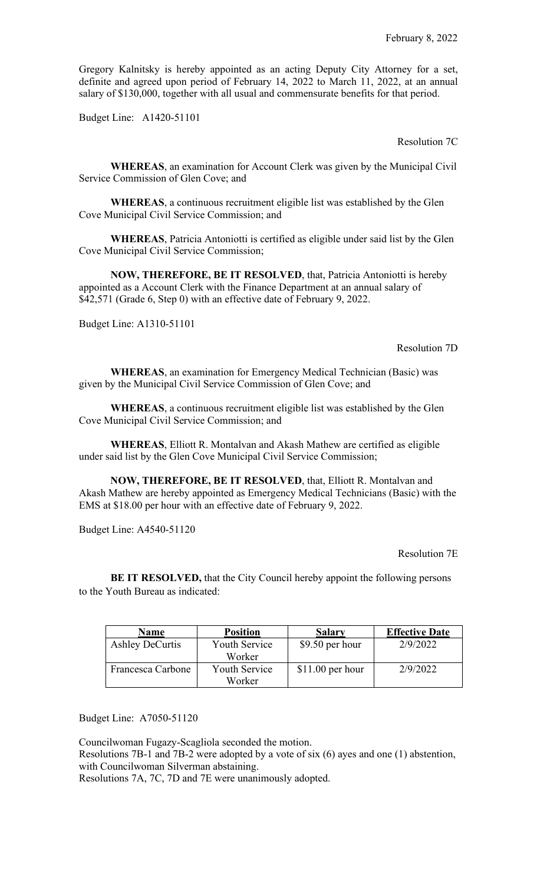Gregory Kalnitsky is hereby appointed as an acting Deputy City Attorney for a set, definite and agreed upon period of February 14, 2022 to March 11, 2022, at an annual salary of $130,000, together with all usual and commensurate benefits for that period.

Budget Line: A1420-51101

Resolution 7C

**WHEREAS**, an examination for Account Clerk was given by the Municipal Civil Service Commission of Glen Cove; and

**WHEREAS**, a continuous recruitment eligible list was established by the Glen Cove Municipal Civil Service Commission; and

**WHEREAS**, Patricia Antoniotti is certified as eligible under said list by the Glen Cove Municipal Civil Service Commission;

**NOW, THEREFORE, BE IT RESOLVED**, that, Patricia Antoniotti is hereby appointed as a Account Clerk with the Finance Department at an annual salary of $42,571 (Grade 6, Step 0) with an effective date of February 9, 2022.

Budget Line: A1310-51101

Resolution 7D

**WHEREAS**, an examination for Emergency Medical Technician (Basic) was given by the Municipal Civil Service Commission of Glen Cove; and

**WHEREAS**, a continuous recruitment eligible list was established by the Glen Cove Municipal Civil Service Commission; and

**WHEREAS**, Elliott R. Montalvan and Akash Mathew are certified as eligible under said list by the Glen Cove Municipal Civil Service Commission;

**NOW, THEREFORE, BE IT RESOLVED**, that, Elliott R. Montalvan and Akash Mathew are hereby appointed as Emergency Medical Technicians (Basic) with the EMS at $18.00 per hour with an effective date of February 9, 2022.

Budget Line: A4540-51120

Resolution 7E

**BE IT RESOLVED,** that the City Council hereby appoint the following persons to the Youth Bureau as indicated:

| Name | Position | Salary | Effective Date |
|---|---|---|---|
| Ashley DeCurtis | Youth Service Worker | $9.50 per hour | 2/9/2022 |
| Francesca Carbone | Youth Service Worker | $11.00 per hour | 2/9/2022 |

Budget Line: A7050-51120

Councilwoman Fugazy-Scagliola seconded the motion.
Resolutions 7B-1 and 7B-2 were adopted by a vote of six (6) ayes and one (1) abstention, with Councilwoman Silverman abstaining.
Resolutions 7A, 7C, 7D and 7E were unanimously adopted.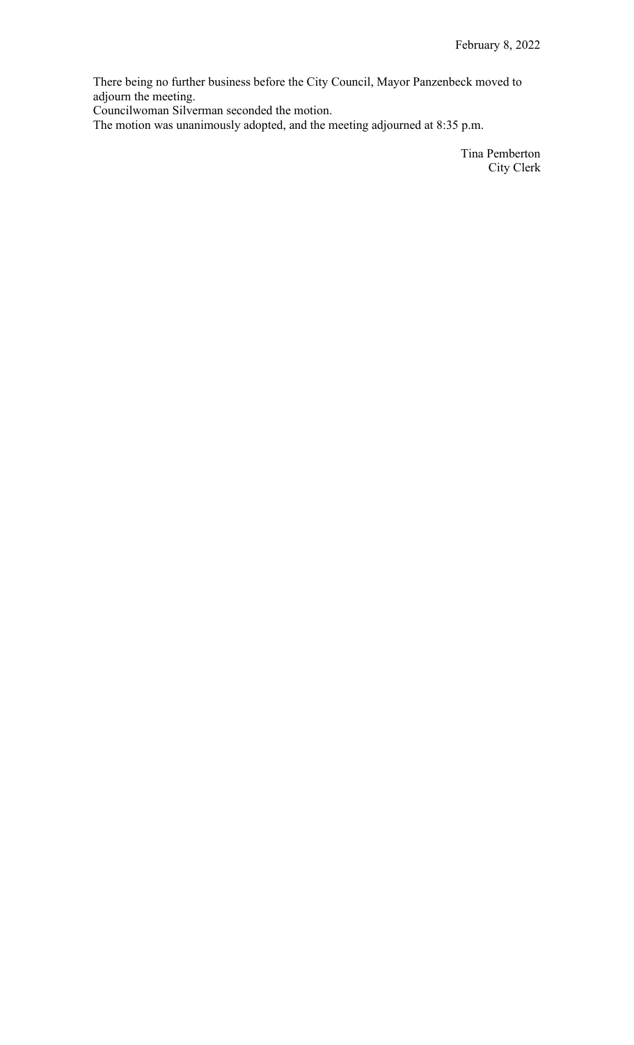There being no further business before the City Council, Mayor Panzenbeck moved to adjourn the meeting.
Councilwoman Silverman seconded the motion.
The motion was unanimously adopted, and the meeting adjourned at 8:35 p.m.

Tina Pemberton
City Clerk